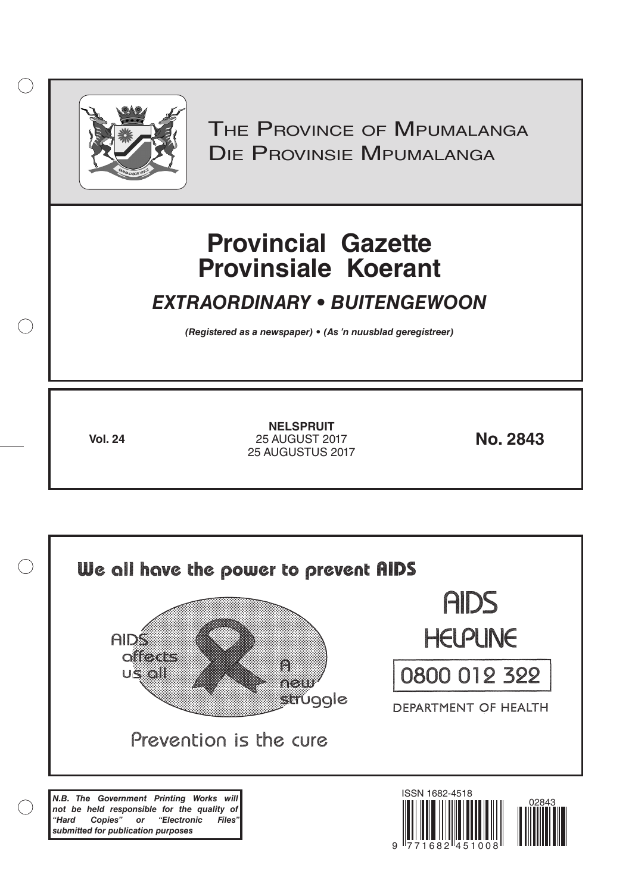# The Province of Mpumalanga
# Die Provinsie Mpumalanga

# Provincial Gazette
# Provinsiale Koerant

## *EXTRAORDINARY • BUITENGEWOON*

***(Registered as a newspaper) • (As 'n nuusblad geregistreer)***

**Vol. 24**

**NELSPRUIT**
25 AUGUST 2017
25 AUGUSTUS 2017

**No. 2843**

**We all have the power to prevent AIDS**

AIDS affects us all

A new struggle

Prevention is the cure

AIDS HELPLINE

0800 012 322

DEPARTMENT OF HEALTH

***N.B. The Government Printing Works will not be held responsible for the quality of "Hard Copies" or "Electronic Files" submitted for publication purposes***

ISSN 1682-4518

02843

9 771682 451008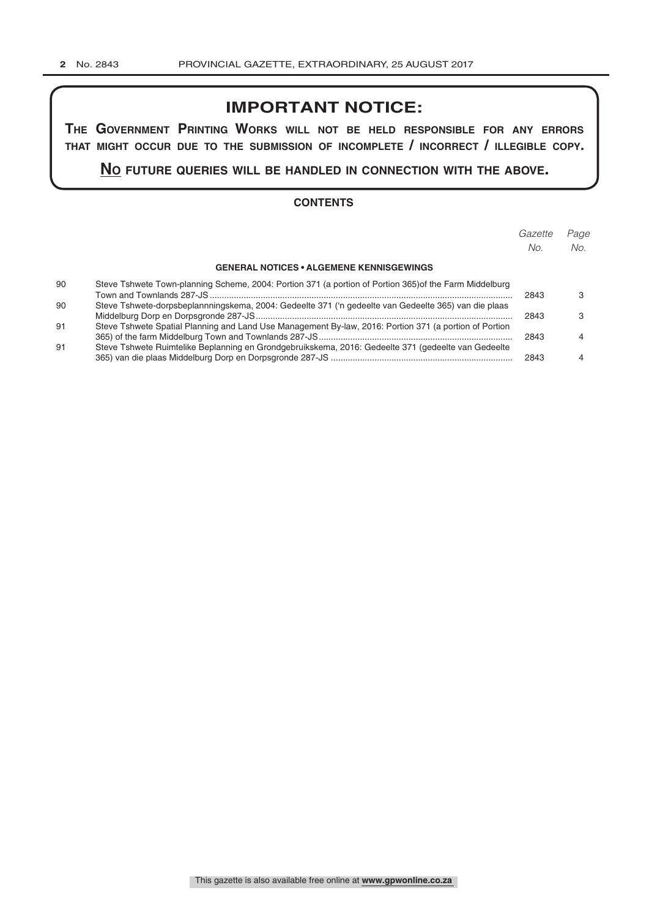## IMPORTANT NOTICE:

**THE GOVERNMENT PRINTING WORKS WILL NOT BE HELD RESPONSIBLE FOR ANY ERRORS THAT MIGHT OCCUR DUE TO THE SUBMISSION OF INCOMPLETE / INCORRECT / ILLEGIBLE COPY.**

**NO FUTURE QUERIES WILL BE HANDLED IN CONNECTION WITH THE ABOVE.**

### CONTENTS

| | | *Gazette No.* | *Page No.* |
|---|---|---|---|
| | **GENERAL NOTICES • ALGEMENE KENNISGEWINGS** | | |
| 90 | Steve Tshwete Town-planning Scheme, 2004: Portion 371 (a portion of Portion 365)of the Farm Middelburg Town and Townlands 287-JS | 2843 | 3 |
| 90 | Steve Tshwete-dorpsbeplannningskema, 2004: Gedeelte 371 ('n gedeelte van Gedeelte 365) van die plaas Middelburg Dorp en Dorpsgronde 287-JS | 2843 | 3 |
| 91 | Steve Tshwete Spatial Planning and Land Use Management By-law, 2016: Portion 371 (a portion of Portion 365) of the farm Middelburg Town and Townlands 287-JS | 2843 | 4 |
| 91 | Steve Tshwete Ruimtelike Beplanning en Grondgebruikskema, 2016: Gedeelte 371 (gedeelte van Gedeelte 365) van die plaas Middelburg Dorp en Dorpsgronde 287-JS | 2843 | 4 |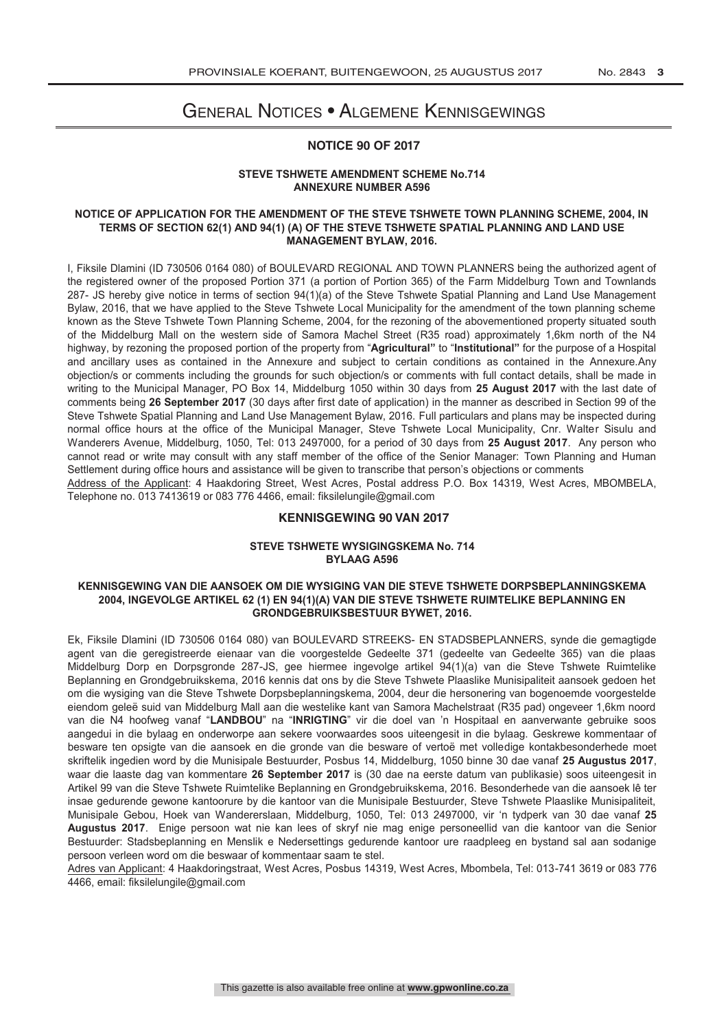# General Notices • Algemene Kennisgewings

## NOTICE 90 OF 2017

**STEVE TSHWETE AMENDMENT SCHEME No.714**
**ANNEXURE NUMBER A596**

**NOTICE OF APPLICATION FOR THE AMENDMENT OF THE STEVE TSHWETE TOWN PLANNING SCHEME, 2004, IN TERMS OF SECTION 62(1) AND 94(1) (A) OF THE STEVE TSHWETE SPATIAL PLANNING AND LAND USE MANAGEMENT BYLAW, 2016.**

I, Fiksile Dlamini (ID 730506 0164 080) of BOULEVARD REGIONAL AND TOWN PLANNERS being the authorized agent of the registered owner of the proposed Portion 371 (a portion of Portion 365) of the Farm Middelburg Town and Townlands 287- JS hereby give notice in terms of section 94(1)(a) of the Steve Tshwete Spatial Planning and Land Use Management Bylaw, 2016, that we have applied to the Steve Tshwete Local Municipality for the amendment of the town planning scheme known as the Steve Tshwete Town Planning Scheme, 2004, for the rezoning of the abovementioned property situated south of the Middelburg Mall on the western side of Samora Machel Street (R35 road) approximately 1,6km north of the N4 highway, by rezoning the proposed portion of the property from "**Agricultural"** to "**Institutional"** for the purpose of a Hospital and ancillary uses as contained in the Annexure and subject to certain conditions as contained in the Annexure.Any objection/s or comments including the grounds for such objection/s or comments with full contact details, shall be made in writing to the Municipal Manager, PO Box 14, Middelburg 1050 within 30 days from **25 August 2017** with the last date of comments being **26 September 2017** (30 days after first date of application) in the manner as described in Section 99 of the Steve Tshwete Spatial Planning and Land Use Management Bylaw, 2016. Full particulars and plans may be inspected during normal office hours at the office of the Municipal Manager, Steve Tshwete Local Municipality, Cnr. Walter Sisulu and Wanderers Avenue, Middelburg, 1050, Tel: 013 2497000, for a period of 30 days from **25 August 2017**. Any person who cannot read or write may consult with any staff member of the office of the Senior Manager: Town Planning and Human Settlement during office hours and assistance will be given to transcribe that person's objections or comments

Address of the Applicant: 4 Haakdoring Street, West Acres, Postal address P.O. Box 14319, West Acres, MBOMBELA, Telephone no. 013 7413619 or 083 776 4466, email: fiksilelungile@gmail.com

## KENNISGEWING 90 VAN 2017

**STEVE TSHWETE WYSIGINGSKEMA No. 714**
**BYLAAG A596**

**KENNISGEWING VAN DIE AANSOEK OM DIE WYSIGING VAN DIE STEVE TSHWETE DORPSBEPLANNINGSKEMA 2004, INGEVOLGE ARTIKEL 62 (1) EN 94(1)(A) VAN DIE STEVE TSHWETE RUIMTELIKE BEPLANNING EN GRONDGEBRUIKSBESTUUR BYWET, 2016.**

Ek, Fiksile Dlamini (ID 730506 0164 080) van BOULEVARD STREEKS- EN STADSBEPLANNERS, synde die gemagtigde agent van die geregistreerde eienaar van die voorgestelde Gedeelte 371 (gedeelte van Gedeelte 365) van die plaas Middelburg Dorp en Dorpsgronde 287-JS, gee hiermee ingevolge artikel 94(1)(a) van die Steve Tshwete Ruimtelike Beplanning en Grondgebruikskema, 2016 kennis dat ons by die Steve Tshwete Plaaslike Munisipaliteit aansoek gedoen het om die wysiging van die Steve Tshwete Dorpsbeplanningskema, 2004, deur die hersonering van bogenoemde voorgestelde eiendom geleë suid van Middelburg Mall aan die westelike kant van Samora Machelstraat (R35 pad) ongeveer 1,6km noord van die N4 hoofweg vanaf "**LANDBOU**" na "**INRIGTING**" vir die doel van 'n Hospitaal en aanverwante gebruike soos aangedui in die bylaag en onderworpe aan sekere voorwaardes soos uiteengesit in die bylaag. Geskrewe kommentaar of besware ten opsigte van die aansoek en die gronde van die besware of vertoë met volledige kontakbesonderhede moet skriftelik ingedien word by die Munisipale Bestuurder, Posbus 14, Middelburg, 1050 binne 30 dae vanaf **25 Augustus 2017**, waar die laaste dag van kommentare **26 September 2017** is (30 dae na eerste datum van publikasie) soos uiteengesit in Artikel 99 van die Steve Tshwete Ruimtelike Beplanning en Grondgebruikskema, 2016. Besonderhede van die aansoek lê ter insae gedurende gewone kantoorure by die kantoor van die Munisipale Bestuurder, Steve Tshwete Plaaslike Munisipaliteit, Munisipale Gebou, Hoek van Wandererslaan, Middelburg, 1050, Tel: 013 2497000, vir 'n tydperk van 30 dae vanaf **25 Augustus 2017**. Enige persoon wat nie kan lees of skryf nie mag enige personeellid van die kantoor van die Senior Bestuurder: Stadsbeplanning en Menslik e Nedersettings gedurende kantoor ure raadpleeg en bystand sal aan sodanige persoon verleen word om die beswaar of kommentaar saam te stel.

Adres van Applicant: 4 Haakdoringstraat, West Acres, Posbus 14319, West Acres, Mbombela, Tel: 013-741 3619 or 083 776 4466, email: fiksilelungile@gmail.com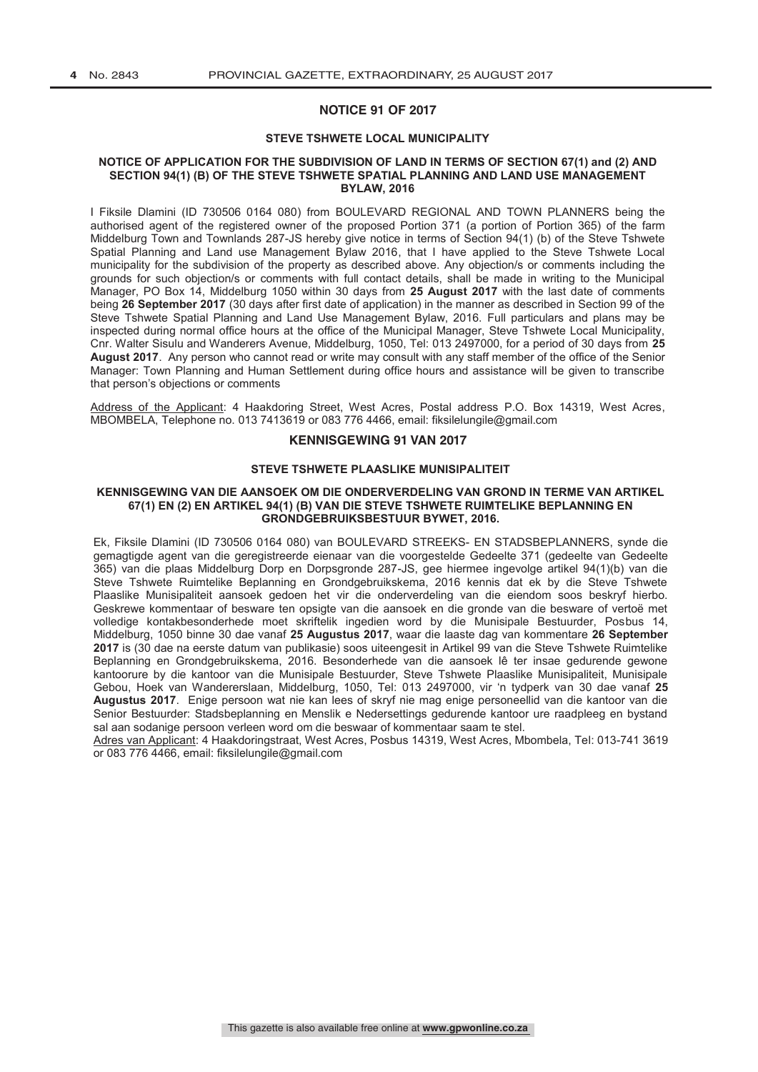## NOTICE 91 OF 2017

### STEVE TSHWETE LOCAL MUNICIPALITY

### NOTICE OF APPLICATION FOR THE SUBDIVISION OF LAND IN TERMS OF SECTION 67(1) and (2) AND SECTION 94(1) (B) OF THE STEVE TSHWETE SPATIAL PLANNING AND LAND USE MANAGEMENT BYLAW, 2016

I Fiksile Dlamini (ID 730506 0164 080) from BOULEVARD REGIONAL AND TOWN PLANNERS being the authorised agent of the registered owner of the proposed Portion 371 (a portion of Portion 365) of the farm Middelburg Town and Townlands 287-JS hereby give notice in terms of Section 94(1) (b) of the Steve Tshwete Spatial Planning and Land use Management Bylaw 2016, that I have applied to the Steve Tshwete Local municipality for the subdivision of the property as described above. Any objection/s or comments including the grounds for such objection/s or comments with full contact details, shall be made in writing to the Municipal Manager, PO Box 14, Middelburg 1050 within 30 days from **25 August 2017** with the last date of comments being **26 September 2017** (30 days after first date of application) in the manner as described in Section 99 of the Steve Tshwete Spatial Planning and Land Use Management Bylaw, 2016. Full particulars and plans may be inspected during normal office hours at the office of the Municipal Manager, Steve Tshwete Local Municipality, Cnr. Walter Sisulu and Wanderers Avenue, Middelburg, 1050, Tel: 013 2497000, for a period of 30 days from **25 August 2017**. Any person who cannot read or write may consult with any staff member of the office of the Senior Manager: Town Planning and Human Settlement during office hours and assistance will be given to transcribe that person's objections or comments

Address of the Applicant: 4 Haakdoring Street, West Acres, Postal address P.O. Box 14319, West Acres, MBOMBELA, Telephone no. 013 7413619 or 083 776 4466, email: fiksilelungile@gmail.com

## KENNISGEWING 91 VAN 2017

### STEVE TSHWETE PLAASLIKE MUNISIPALITEIT

### KENNISGEWING VAN DIE AANSOEK OM DIE ONDERVERDELING VAN GROND IN TERME VAN ARTIKEL 67(1) EN (2) EN ARTIKEL 94(1) (B) VAN DIE STEVE TSHWETE RUIMTELIKE BEPLANNING EN GRONDGEBRUIKSBESTUUR BYWET, 2016.

Ek, Fiksile Dlamini (ID 730506 0164 080) van BOULEVARD STREEKS- EN STADSBEPLANNERS, synde die gemagtigde agent van die geregistreerde eienaar van die voorgestelde Gedeelte 371 (gedeelte van Gedeelte 365) van die plaas Middelburg Dorp en Dorpsgronde 287-JS, gee hiermee ingevolge artikel 94(1)(b) van die Steve Tshwete Ruimtelike Beplanning en Grondgebruikskema, 2016 kennis dat ek by die Steve Tshwete Plaaslike Munisipaliteit aansoek gedoen het vir die onderverdeling van die eiendom soos beskryf hierbo. Geskrewe kommentaar of besware ten opsigte van die aansoek en die gronde van die besware of vertoë met volledige kontakbesonderhede moet skriftelik ingedien word by die Munisipale Bestuurder, Posbus 14, Middelburg, 1050 binne 30 dae vanaf **25 Augustus 2017**, waar die laaste dag van kommentare **26 September 2017** is (30 dae na eerste datum van publikasie) soos uiteengesit in Artikel 99 van die Steve Tshwete Ruimtelike Beplanning en Grondgebruikskema, 2016. Besonderhede van die aansoek lê ter insae gedurende gewone kantoorure by die kantoor van die Munisipale Bestuurder, Steve Tshwete Plaaslike Munisipaliteit, Munisipale Gebou, Hoek van Wandererslaan, Middelburg, 1050, Tel: 013 2497000, vir 'n tydperk van 30 dae vanaf **25 Augustus 2017**. Enige persoon wat nie kan lees of skryf nie mag enige personeellid van die kantoor van die Senior Bestuurder: Stadsbeplanning en Menslik e Nedersettings gedurende kantoor ure raadpleeg en bystand sal aan sodanige persoon verleen word om die beswaar of kommentaar saam te stel.

Adres van Applicant: 4 Haakdoringstraat, West Acres, Posbus 14319, West Acres, Mbombela, Tel: 013-741 3619 or 083 776 4466, email: fiksilelungile@gmail.com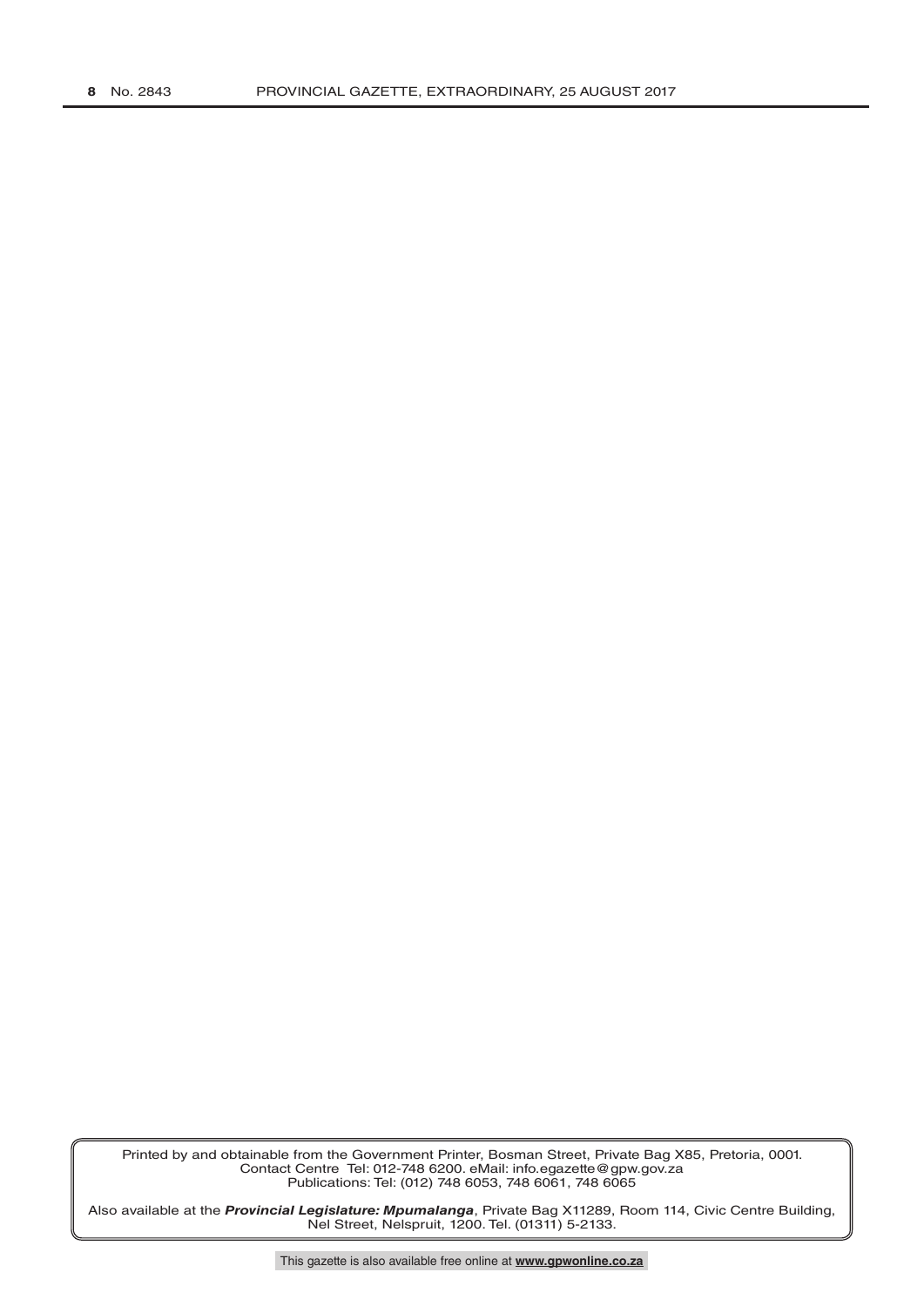Printed by and obtainable from the Government Printer, Bosman Street, Private Bag X85, Pretoria, 0001.
Contact Centre Tel: 012-748 6200. eMail: info.egazette@gpw.gov.za
Publications: Tel: (012) 748 6053, 748 6061, 748 6065

Also available at the ***Provincial Legislature: Mpumalanga***, Private Bag X11289, Room 114, Civic Centre Building, Nel Street, Nelspruit, 1200. Tel. (01311) 5-2133.

This gazette is also available free online at **www.gpwonline.co.za**